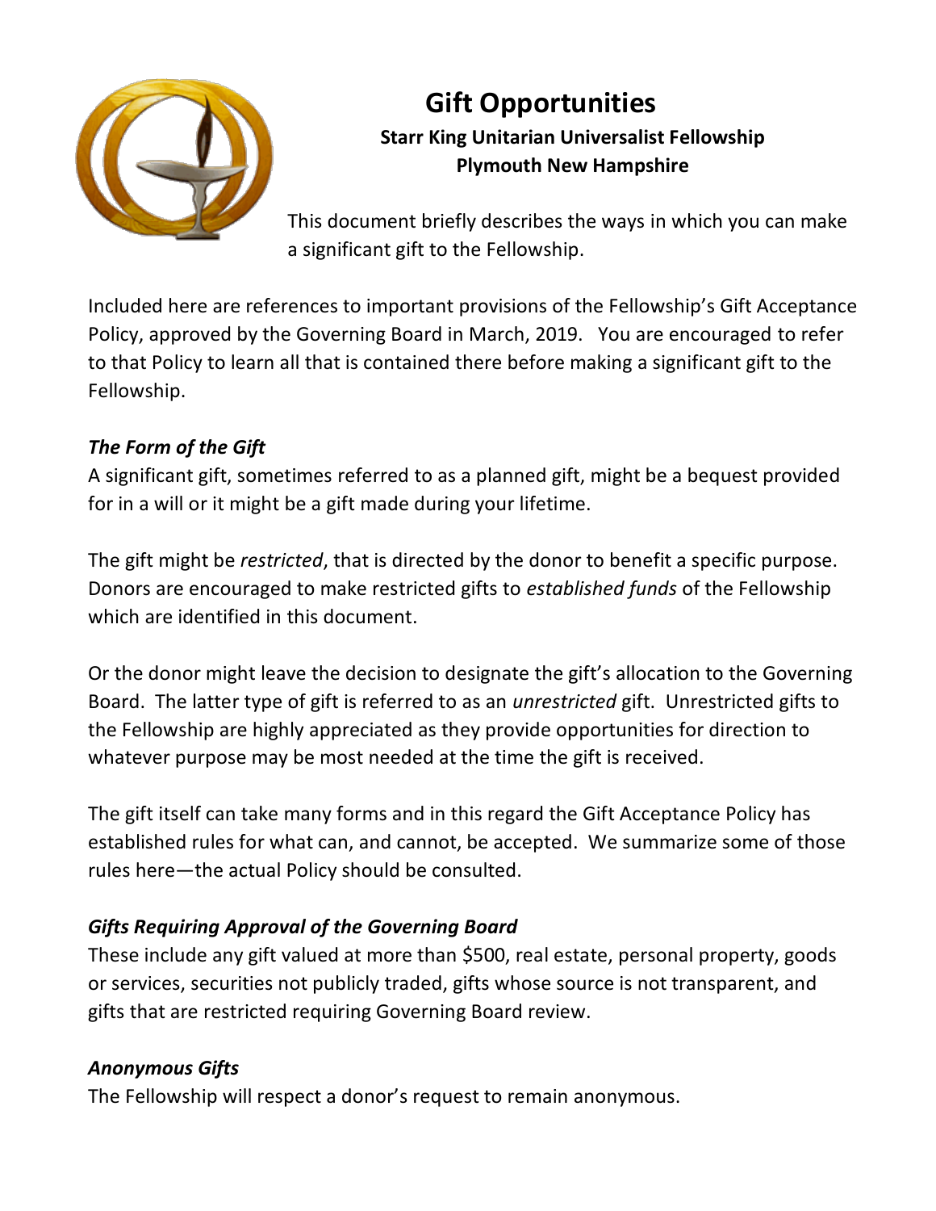# Gift Opportunities

**Starr King Unitarian Universalist Fellowship**
**Plymouth New Hampshire**

This document briefly describes the ways in which you can make a significant gift to the Fellowship.

Included here are references to important provisions of the Fellowship's Gift Acceptance Policy, approved by the Governing Board in March, 2019. You are encouraged to refer to that Policy to learn all that is contained there before making a significant gift to the Fellowship.

### *The Form of the Gift*

A significant gift, sometimes referred to as a planned gift, might be a bequest provided for in a will or it might be a gift made during your lifetime.

The gift might be *restricted*, that is directed by the donor to benefit a specific purpose. Donors are encouraged to make restricted gifts to *established funds* of the Fellowship which are identified in this document.

Or the donor might leave the decision to designate the gift's allocation to the Governing Board. The latter type of gift is referred to as an *unrestricted* gift. Unrestricted gifts to the Fellowship are highly appreciated as they provide opportunities for direction to whatever purpose may be most needed at the time the gift is received.

The gift itself can take many forms and in this regard the Gift Acceptance Policy has established rules for what can, and cannot, be accepted. We summarize some of those rules here—the actual Policy should be consulted.

### *Gifts Requiring Approval of the Governing Board*

These include any gift valued at more than $500, real estate, personal property, goods or services, securities not publicly traded, gifts whose source is not transparent, and gifts that are restricted requiring Governing Board review.

### *Anonymous Gifts*

The Fellowship will respect a donor's request to remain anonymous.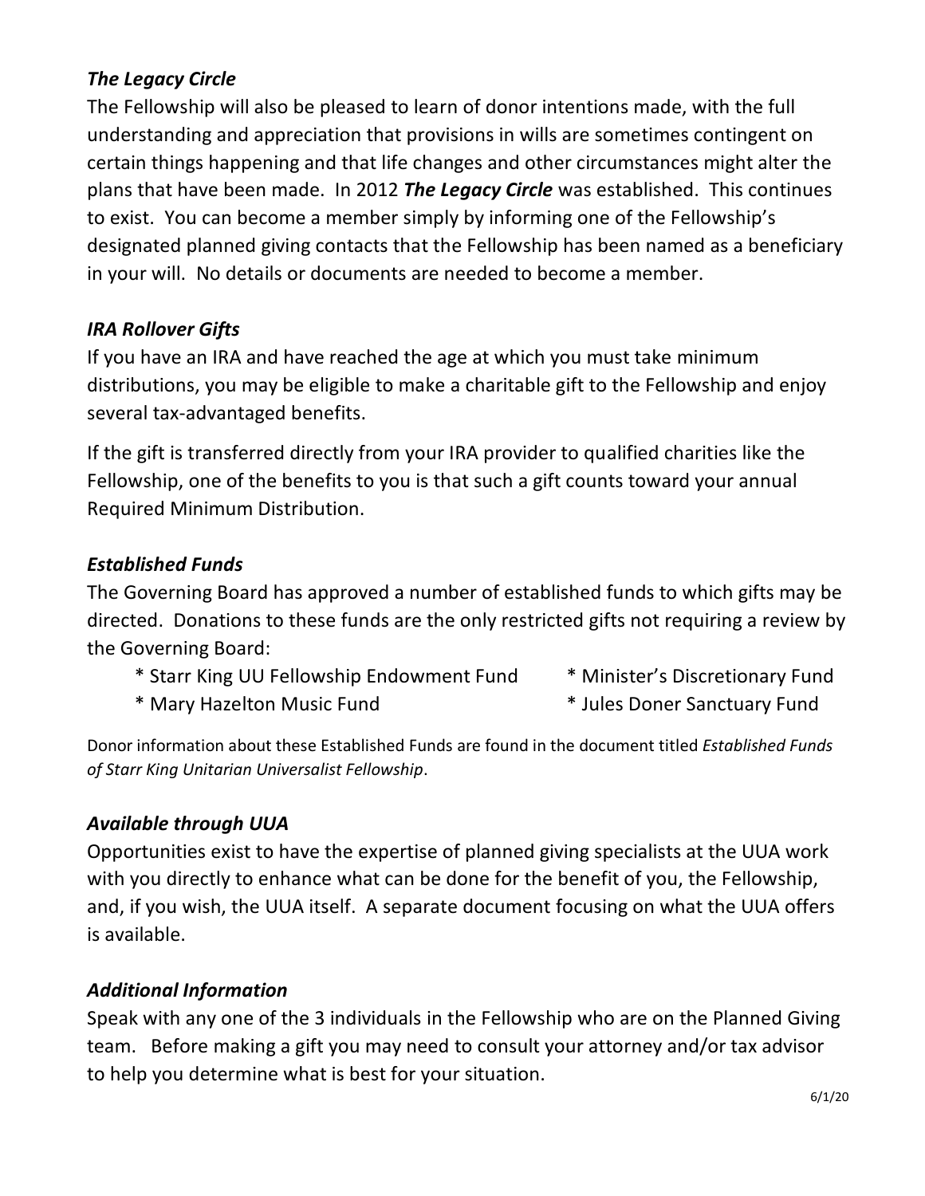### *The Legacy Circle*

The Fellowship will also be pleased to learn of donor intentions made, with the full understanding and appreciation that provisions in wills are sometimes contingent on certain things happening and that life changes and other circumstances might alter the plans that have been made. In 2012 ***The Legacy Circle*** was established. This continues to exist. You can become a member simply by informing one of the Fellowship's designated planned giving contacts that the Fellowship has been named as a beneficiary in your will. No details or documents are needed to become a member.

### *IRA Rollover Gifts*

If you have an IRA and have reached the age at which you must take minimum distributions, you may be eligible to make a charitable gift to the Fellowship and enjoy several tax-advantaged benefits.

If the gift is transferred directly from your IRA provider to qualified charities like the Fellowship, one of the benefits to you is that such a gift counts toward your annual Required Minimum Distribution.

### *Established Funds*

The Governing Board has approved a number of established funds to which gifts may be directed. Donations to these funds are the only restricted gifts not requiring a review by the Governing Board:

* Starr King UU Fellowship Endowment Fund
* Mary Hazelton Music Fund
* Minister's Discretionary Fund
* Jules Doner Sanctuary Fund

Donor information about these Established Funds are found in the document titled *Established Funds of Starr King Unitarian Universalist Fellowship*.

### *Available through UUA*

Opportunities exist to have the expertise of planned giving specialists at the UUA work with you directly to enhance what can be done for the benefit of you, the Fellowship, and, if you wish, the UUA itself. A separate document focusing on what the UUA offers is available.

### *Additional Information*

Speak with any one of the 3 individuals in the Fellowship who are on the Planned Giving team. Before making a gift you may need to consult your attorney and/or tax advisor to help you determine what is best for your situation.

6/1/20